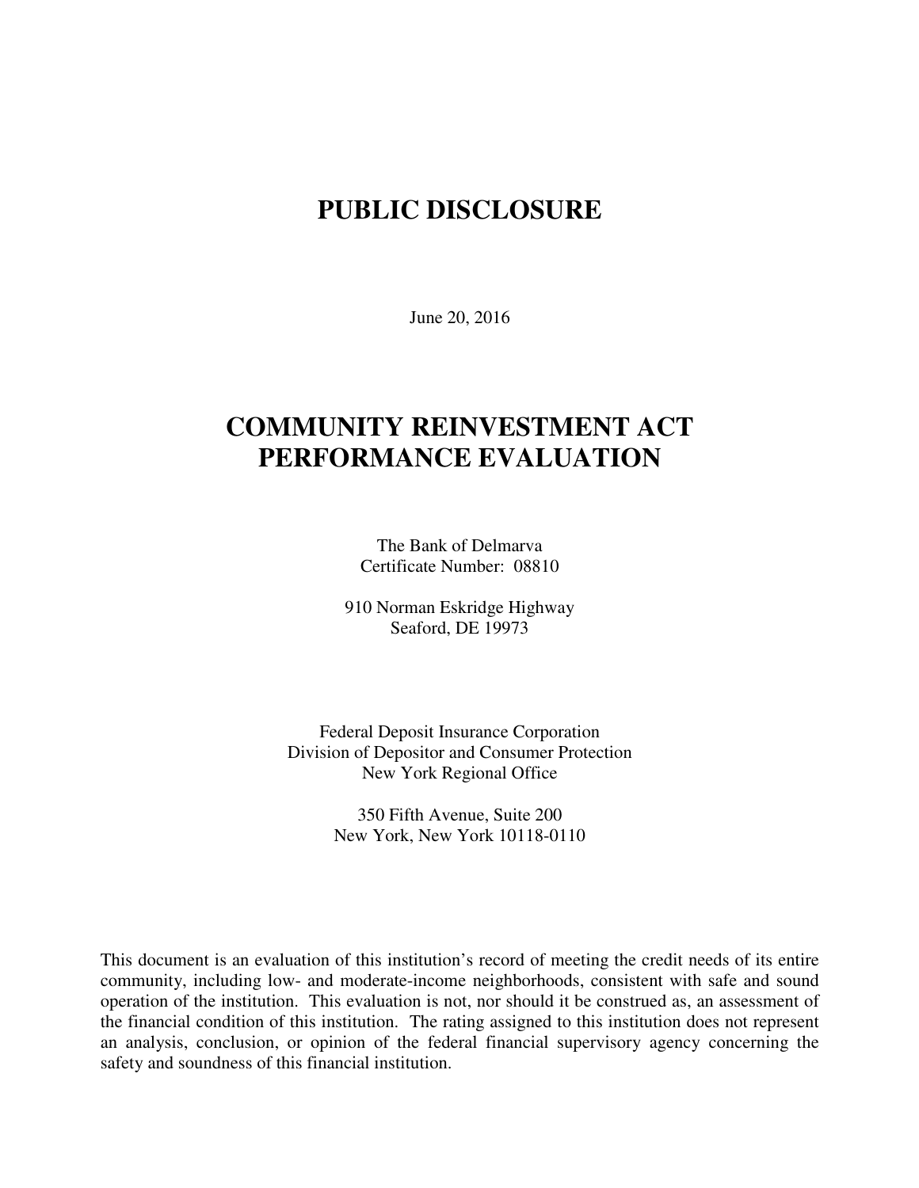# PUBLIC DISCLOSURE

June 20, 2016

# COMMUNITY REINVESTMENT ACT PERFORMANCE EVALUATION

The Bank of Delmarva
Certificate Number: 08810

910 Norman Eskridge Highway
Seaford, DE 19973

Federal Deposit Insurance Corporation
Division of Depositor and Consumer Protection
New York Regional Office

350 Fifth Avenue, Suite 200
New York, New York 10118-0110

This document is an evaluation of this institution's record of meeting the credit needs of its entire community, including low- and moderate-income neighborhoods, consistent with safe and sound operation of the institution. This evaluation is not, nor should it be construed as, an assessment of the financial condition of this institution. The rating assigned to this institution does not represent an analysis, conclusion, or opinion of the federal financial supervisory agency concerning the safety and soundness of this financial institution.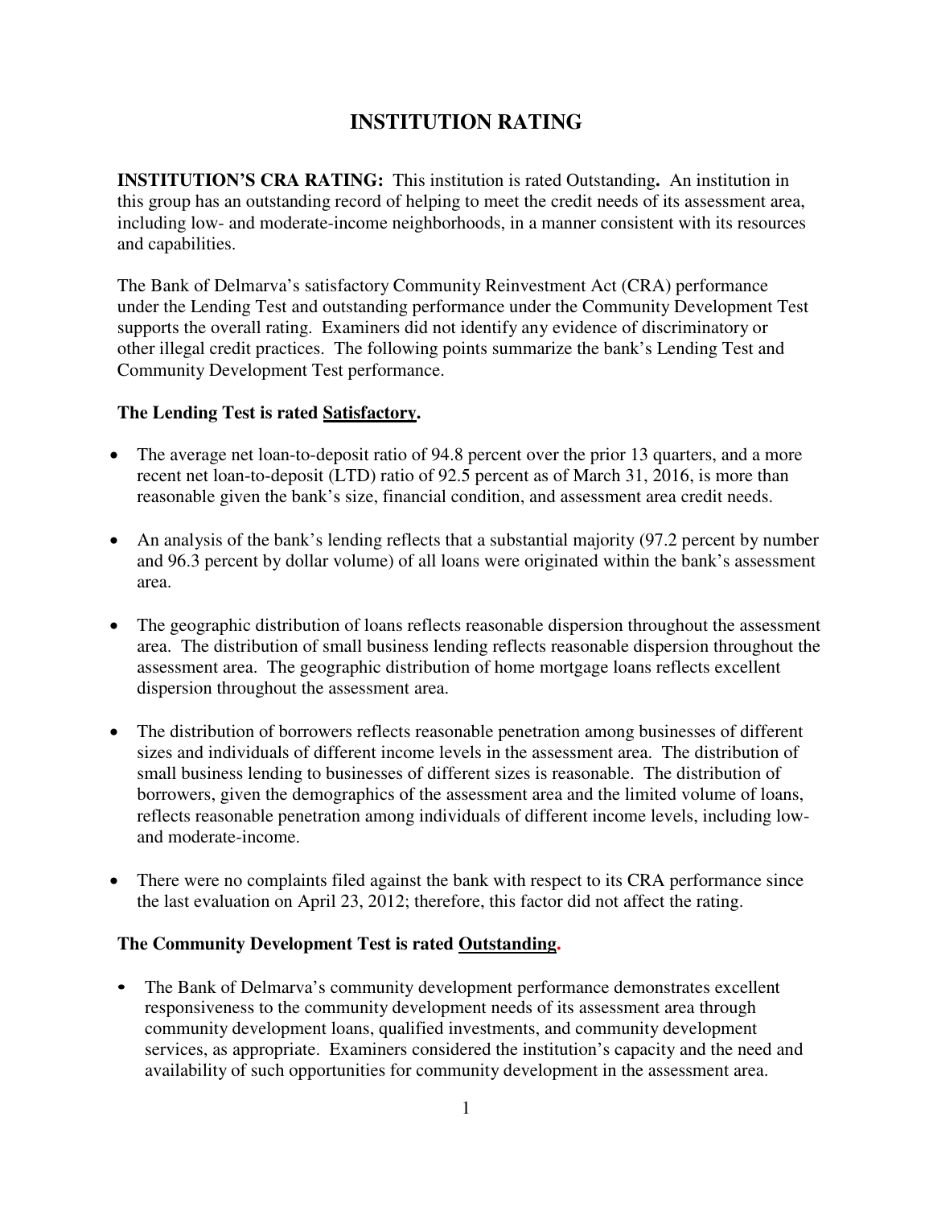# INSTITUTION RATING

**INSTITUTION'S CRA RATING:** This institution is rated Outstanding**.** An institution in this group has an outstanding record of helping to meet the credit needs of its assessment area, including low- and moderate-income neighborhoods, in a manner consistent with its resources and capabilities.

The Bank of Delmarva's satisfactory Community Reinvestment Act (CRA) performance under the Lending Test and outstanding performance under the Community Development Test supports the overall rating. Examiners did not identify any evidence of discriminatory or other illegal credit practices. The following points summarize the bank's Lending Test and Community Development Test performance.

**The Lending Test is rated Satisfactory.**

- The average net loan-to-deposit ratio of 94.8 percent over the prior 13 quarters, and a more recent net loan-to-deposit (LTD) ratio of 92.5 percent as of March 31, 2016, is more than reasonable given the bank's size, financial condition, and assessment area credit needs.
- An analysis of the bank's lending reflects that a substantial majority (97.2 percent by number and 96.3 percent by dollar volume) of all loans were originated within the bank's assessment area.
- The geographic distribution of loans reflects reasonable dispersion throughout the assessment area. The distribution of small business lending reflects reasonable dispersion throughout the assessment area. The geographic distribution of home mortgage loans reflects excellent dispersion throughout the assessment area.
- The distribution of borrowers reflects reasonable penetration among businesses of different sizes and individuals of different income levels in the assessment area. The distribution of small business lending to businesses of different sizes is reasonable. The distribution of borrowers, given the demographics of the assessment area and the limited volume of loans, reflects reasonable penetration among individuals of different income levels, including low- and moderate-income.
- There were no complaints filed against the bank with respect to its CRA performance since the last evaluation on April 23, 2012; therefore, this factor did not affect the rating.

**The Community Development Test is rated Outstanding.**

- The Bank of Delmarva's community development performance demonstrates excellent responsiveness to the community development needs of its assessment area through community development loans, qualified investments, and community development services, as appropriate. Examiners considered the institution's capacity and the need and availability of such opportunities for community development in the assessment area.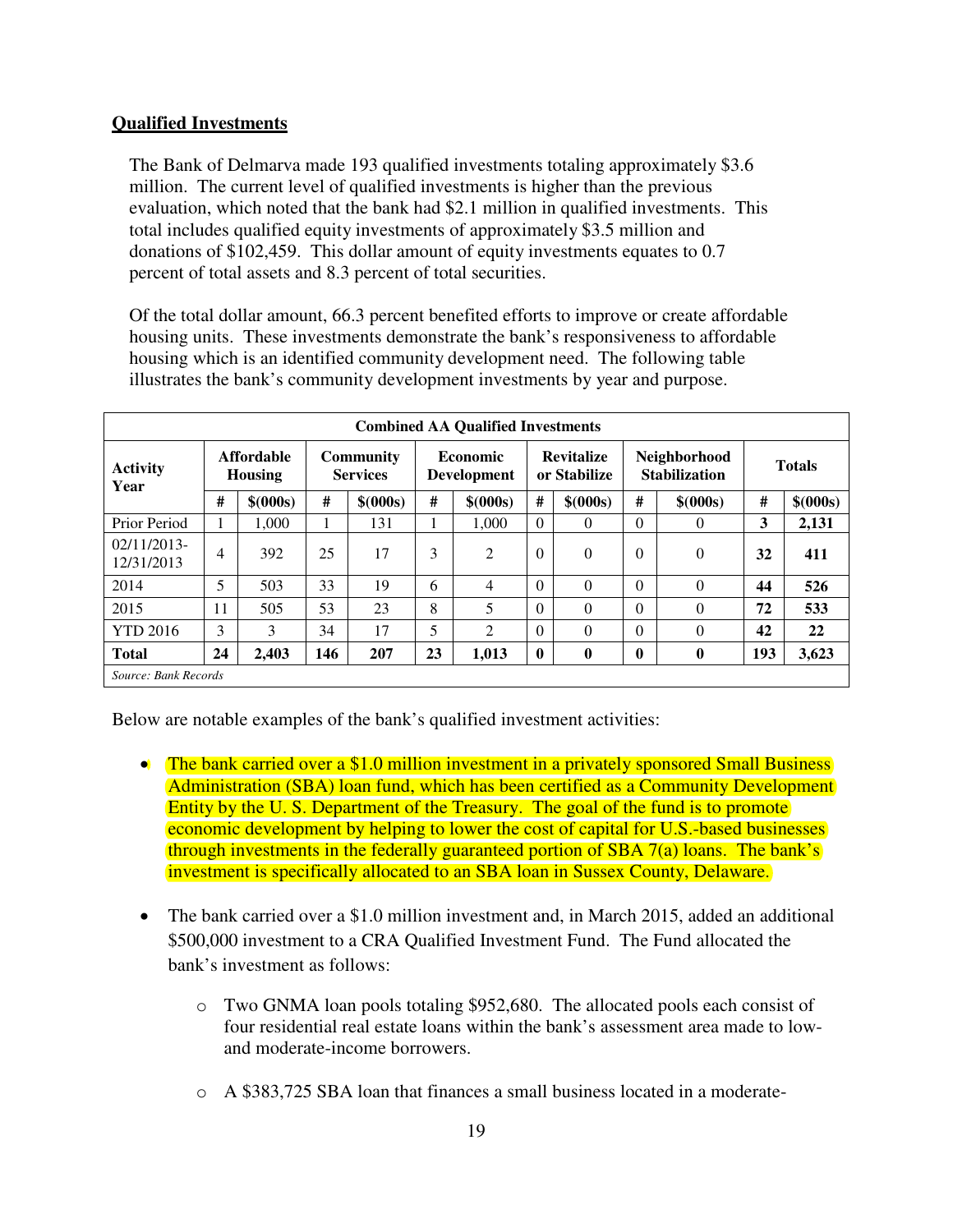## Qualified Investments

The Bank of Delmarva made 193 qualified investments totaling approximately $3.6 million. The current level of qualified investments is higher than the previous evaluation, which noted that the bank had $2.1 million in qualified investments. This total includes qualified equity investments of approximately $3.5 million and donations of $102,459. This dollar amount of equity investments equates to 0.7 percent of total assets and 8.3 percent of total securities.

Of the total dollar amount, 66.3 percent benefited efforts to improve or create affordable housing units. These investments demonstrate the bank's responsiveness to affordable housing which is an identified community development need. The following table illustrates the bank's community development investments by year and purpose.

| Combined AA Qualified Investments | | | | | | | | | | | | |
|---|---|---|---|---|---|---|---|---|---|---|---|---|
| Activity Year | Affordable Housing | | Community Services | | Economic Development | | Revitalize or Stabilize | | Neighborhood Stabilization | | Totals | |
| | # | $(000s) | # | $(000s) | # | $(000s) | # | $(000s) | # | $(000s) | # | $(000s) |
| Prior Period | 1 | 1,000 | 1 | 131 | 1 | 1,000 | 0 | 0 | 0 | 0 | **3** | **2,131** |
| 02/11/2013-12/31/2013 | 4 | 392 | 25 | 17 | 3 | 2 | 0 | 0 | 0 | 0 | **32** | **411** |
| 2014 | 5 | 503 | 33 | 19 | 6 | 4 | 0 | 0 | 0 | 0 | **44** | **526** |
| 2015 | 11 | 505 | 53 | 23 | 8 | 5 | 0 | 0 | 0 | 0 | **72** | **533** |
| YTD 2016 | 3 | 3 | 34 | 17 | 5 | 2 | 0 | 0 | 0 | 0 | **42** | **22** |
| **Total** | **24** | **2,403** | **146** | **207** | **23** | **1,013** | **0** | **0** | **0** | **0** | **193** | **3,623** |
| *Source: Bank Records* | | | | | | | | | | | | |

Below are notable examples of the bank's qualified investment activities:

- The bank carried over a $1.0 million investment in a privately sponsored Small Business Administration (SBA) loan fund, which has been certified as a Community Development Entity by the U. S. Department of the Treasury. The goal of the fund is to promote economic development by helping to lower the cost of capital for U.S.-based businesses through investments in the federally guaranteed portion of SBA 7(a) loans. The bank's investment is specifically allocated to an SBA loan in Sussex County, Delaware.

- The bank carried over a $1.0 million investment and, in March 2015, added an additional $500,000 investment to a CRA Qualified Investment Fund. The Fund allocated the bank's investment as follows:

    - Two GNMA loan pools totaling $952,680. The allocated pools each consist of four residential real estate loans within the bank's assessment area made to low- and moderate-income borrowers.

    - A $383,725 SBA loan that finances a small business located in a moderate-